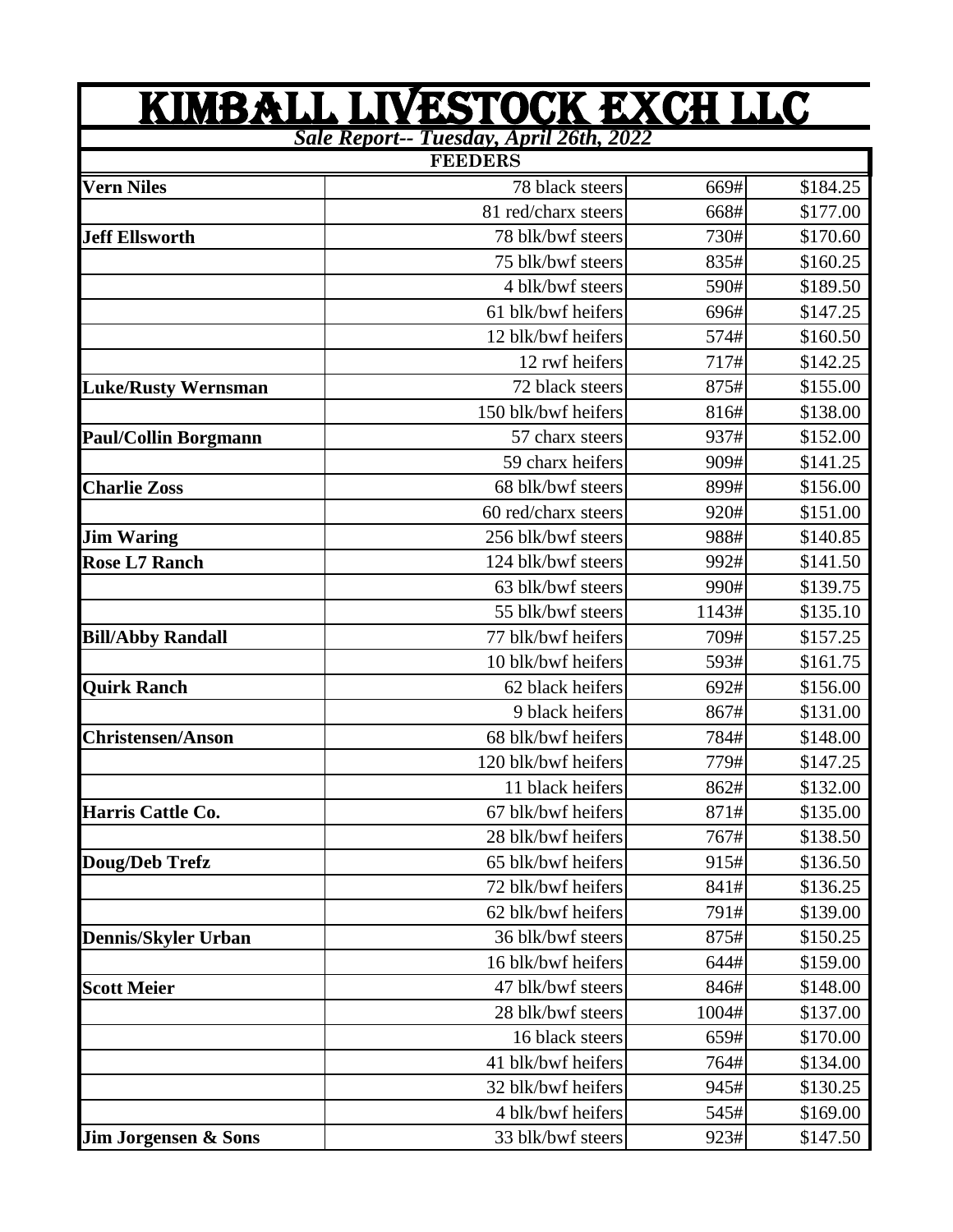# KIMBALL LIVESTOCK EXCH LLC

***Sale Report-- Tuesday, April 26th, 2022***

| FEEDERS | | | |
|---|---|---|---|
| **Vern Niles** | 78 black steers | 669# | $184.25 |
| | 81 red/charx steers | 668# | $177.00 |
| **Jeff Ellsworth** | 78 blk/bwf steers | 730# | $170.60 |
| | 75 blk/bwf steers | 835# | $160.25 |
| | 4 blk/bwf steers | 590# | $189.50 |
| | 61 blk/bwf heifers | 696# | $147.25 |
| | 12 blk/bwf heifers | 574# | $160.50 |
| | 12 rwf heifers | 717# | $142.25 |
| **Luke/Rusty Wernsman** | 72 black steers | 875# | $155.00 |
| | 150 blk/bwf heifers | 816# | $138.00 |
| **Paul/Collin Borgmann** | 57 charx steers | 937# | $152.00 |
| | 59 charx heifers | 909# | $141.25 |
| **Charlie Zoss** | 68 blk/bwf steers | 899# | $156.00 |
| | 60 red/charx steers | 920# | $151.00 |
| **Jim Waring** | 256 blk/bwf steers | 988# | $140.85 |
| **Rose L7 Ranch** | 124 blk/bwf steers | 992# | $141.50 |
| | 63 blk/bwf steers | 990# | $139.75 |
| | 55 blk/bwf steers | 1143# | $135.10 |
| **Bill/Abby Randall** | 77 blk/bwf heifers | 709# | $157.25 |
| | 10 blk/bwf heifers | 593# | $161.75 |
| **Quirk Ranch** | 62 black heifers | 692# | $156.00 |
| | 9 black heifers | 867# | $131.00 |
| **Christensen/Anson** | 68 blk/bwf heifers | 784# | $148.00 |
| | 120 blk/bwf heifers | 779# | $147.25 |
| | 11 black heifers | 862# | $132.00 |
| **Harris Cattle Co.** | 67 blk/bwf heifers | 871# | $135.00 |
| | 28 blk/bwf heifers | 767# | $138.50 |
| **Doug/Deb Trefz** | 65 blk/bwf heifers | 915# | $136.50 |
| | 72 blk/bwf heifers | 841# | $136.25 |
| | 62 blk/bwf heifers | 791# | $139.00 |
| **Dennis/Skyler Urban** | 36 blk/bwf steers | 875# | $150.25 |
| | 16 blk/bwf heifers | 644# | $159.00 |
| **Scott Meier** | 47 blk/bwf steers | 846# | $148.00 |
| | 28 blk/bwf steers | 1004# | $137.00 |
| | 16 black steers | 659# | $170.00 |
| | 41 blk/bwf heifers | 764# | $134.00 |
| | 32 blk/bwf heifers | 945# | $130.25 |
| | 4 blk/bwf heifers | 545# | $169.00 |
| **Jim Jorgensen & Sons** | 33 blk/bwf steers | 923# | $147.50 |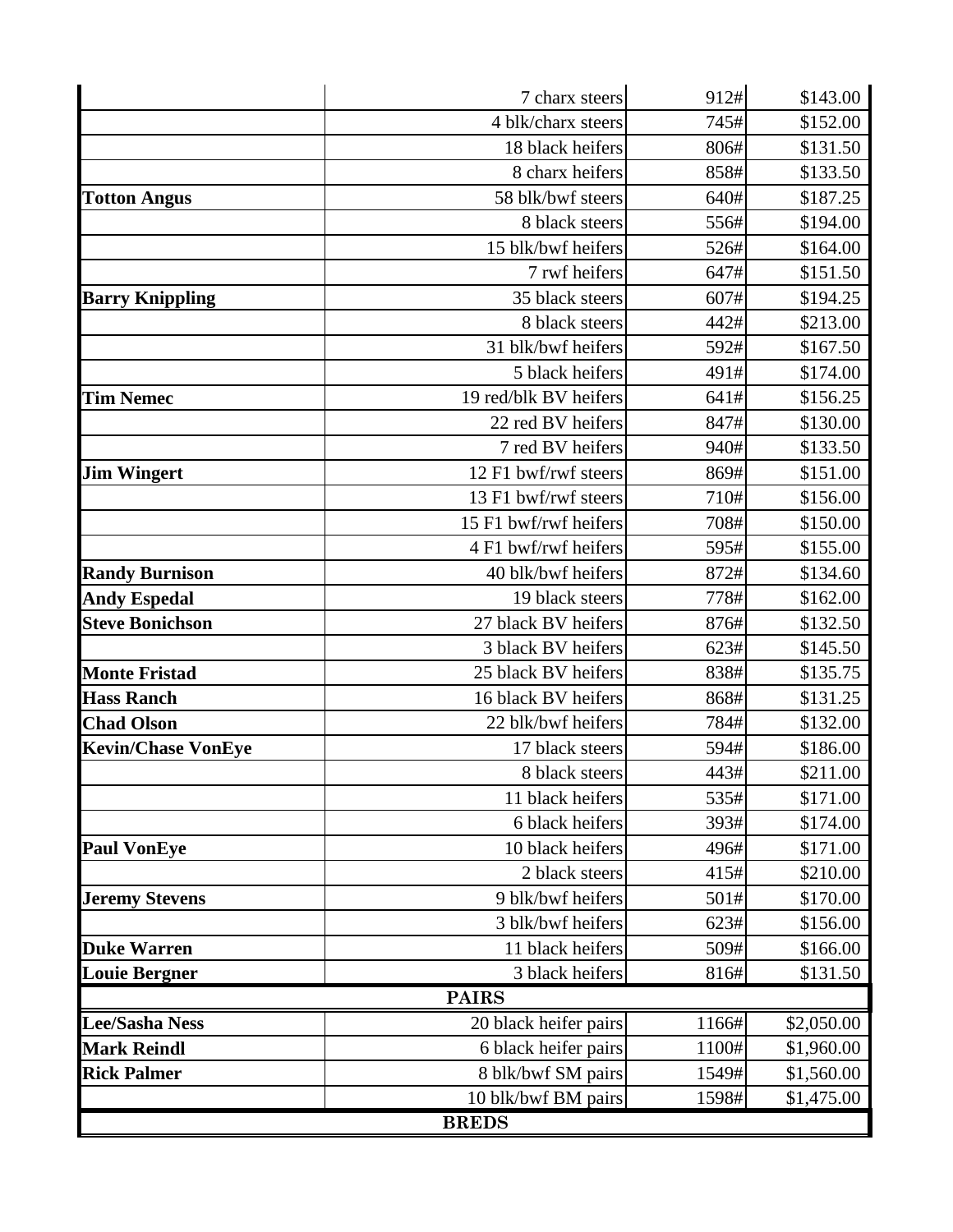| | | | |
|---|---|---|---|
| | 7 charx steers | 912# | $143.00 |
| | 4 blk/charx steers | 745# | $152.00 |
| | 18 black heifers | 806# | $131.50 |
| | 8 charx heifers | 858# | $133.50 |
| **Totton Angus** | 58 blk/bwf steers | 640# | $187.25 |
| | 8 black steers | 556# | $194.00 |
| | 15 blk/bwf heifers | 526# | $164.00 |
| | 7 rwf heifers | 647# | $151.50 |
| **Barry Knippling** | 35 black steers | 607# | $194.25 |
| | 8 black steers | 442# | $213.00 |
| | 31 blk/bwf heifers | 592# | $167.50 |
| | 5 black heifers | 491# | $174.00 |
| **Tim Nemec** | 19 red/blk BV heifers | 641# | $156.25 |
| | 22 red BV heifers | 847# | $130.00 |
| | 7 red BV heifers | 940# | $133.50 |
| **Jim Wingert** | 12 F1 bwf/rwf steers | 869# | $151.00 |
| | 13 F1 bwf/rwf steers | 710# | $156.00 |
| | 15 F1 bwf/rwf heifers | 708# | $150.00 |
| | 4 F1 bwf/rwf heifers | 595# | $155.00 |
| **Randy Burnison** | 40 blk/bwf heifers | 872# | $134.60 |
| **Andy Espedal** | 19 black steers | 778# | $162.00 |
| **Steve Bonichson** | 27 black BV heifers | 876# | $132.50 |
| | 3 black BV heifers | 623# | $145.50 |
| **Monte Fristad** | 25 black BV heifers | 838# | $135.75 |
| **Hass Ranch** | 16 black BV heifers | 868# | $131.25 |
| **Chad Olson** | 22 blk/bwf heifers | 784# | $132.00 |
| **Kevin/Chase VonEye** | 17 black steers | 594# | $186.00 |
| | 8 black steers | 443# | $211.00 |
| | 11 black heifers | 535# | $171.00 |
| | 6 black heifers | 393# | $174.00 |
| **Paul VonEye** | 10 black heifers | 496# | $171.00 |
| | 2 black steers | 415# | $210.00 |
| **Jeremy Stevens** | 9 blk/bwf heifers | 501# | $170.00 |
| | 3 blk/bwf heifers | 623# | $156.00 |
| **Duke Warren** | 11 black heifers | 509# | $166.00 |
| **Louie Bergner** | 3 black heifers | 816# | $131.50 |
| **PAIRS** | | | |
| **Lee/Sasha Ness** | 20 black heifer pairs | 1166# | $2,050.00 |
| **Mark Reindl** | 6 black heifer pairs | 1100# | $1,960.00 |
| **Rick Palmer** | 8 blk/bwf SM pairs | 1549# | $1,560.00 |
| | 10 blk/bwf BM pairs | 1598# | $1,475.00 |
| **BREDS** | | | |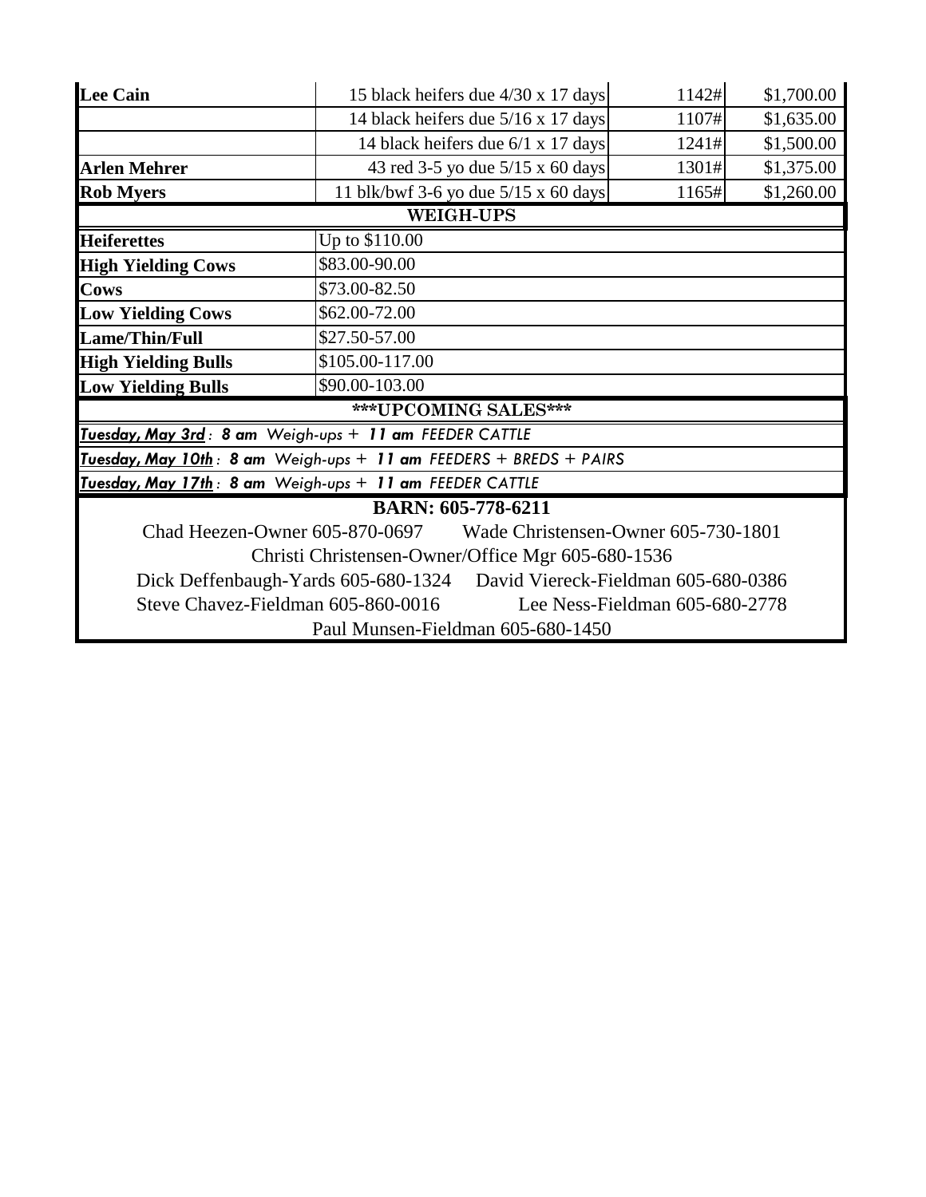| | | | |
|---|---|---|---|
| **Lee Cain** | 15 black heifers due 4/30 x 17 days | 1142# | $1,700.00 |
| | 14 black heifers due 5/16 x 17 days | 1107# | $1,635.00 |
| | 14 black heifers due 6/1 x 17 days | 1241# | $1,500.00 |
| **Arlen Mehrer** | 43 red 3-5 yo due 5/15 x 60 days | 1301# | $1,375.00 |
| **Rob Myers** | 11 blk/bwf 3-6 yo due 5/15 x 60 days | 1165# | $1,260.00 |

**WEIGH-UPS**

| | |
|---|---|
| **Heiferettes** | Up to $110.00 |
| **High Yielding Cows** | $83.00-90.00 |
| **Cows** | $73.00-82.50 |
| **Low Yielding Cows** | $62.00-72.00 |
| **Lame/Thin/Full** | $27.50-57.00 |
| **High Yielding Bulls** | $105.00-117.00 |
| **Low Yielding Bulls** | $90.00-103.00 |

**\*\*\*UPCOMING SALES\*\*\***

***Tuesday, May 3rd*** : ***8 am*** *Weigh-ups +* ***11 am*** *FEEDER CATTLE*

***Tuesday, May 10th*** : ***8 am*** *Weigh-ups +* ***11 am*** *FEEDERS + BREDS + PAIRS*

***Tuesday, May 17th*** : ***8 am*** *Weigh-ups +* ***11 am*** *FEEDER CATTLE*

**BARN: 605-778-6211**

Chad Heezen-Owner 605-870-0697 Wade Christensen-Owner 605-730-1801

Christi Christensen-Owner/Office Mgr 605-680-1536

Dick Deffenbaugh-Yards 605-680-1324 David Viereck-Fieldman 605-680-0386

Steve Chavez-Fieldman 605-860-0016 Lee Ness-Fieldman 605-680-2778

Paul Munsen-Fieldman 605-680-1450